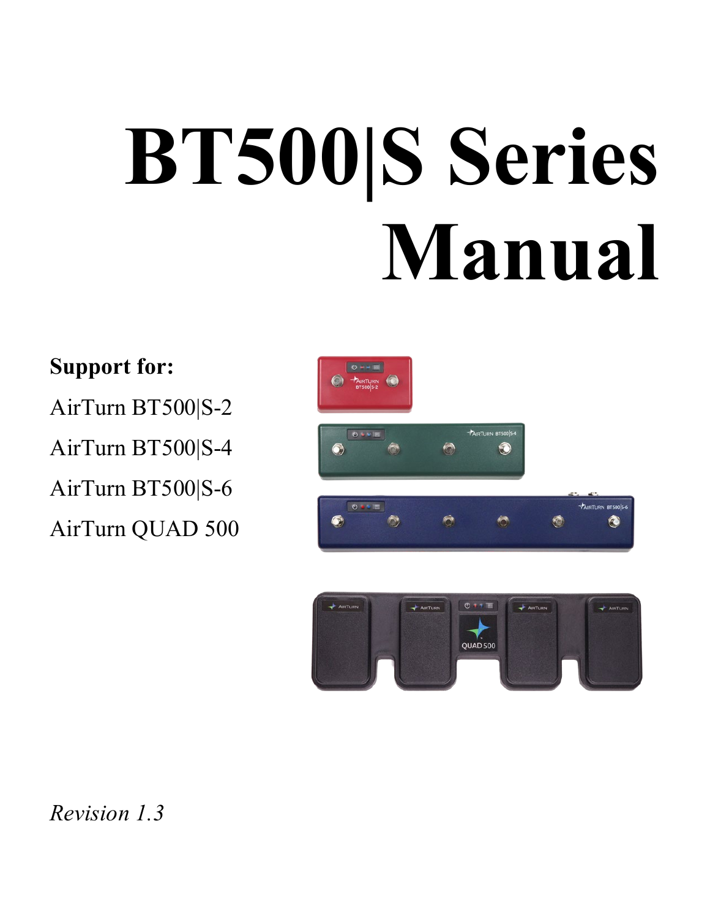# BT500|S Series Manual

**Support for:**

AirTurn BT500|S-2

AirTurn BT500|S-4

AirTurn BT500|S-6

AirTurn QUAD 500

*Revision 1.3*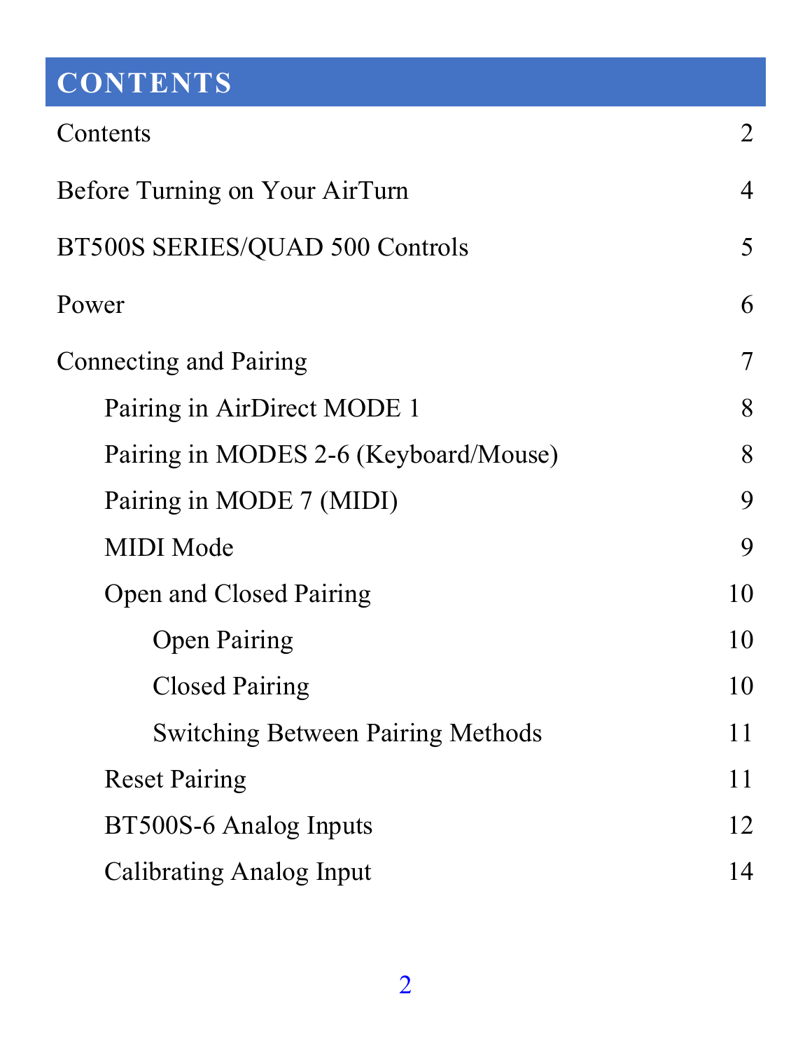# CONTENTS

| | |
|---|---|
| Contents | 2 |
| Before Turning on Your AirTurn | 4 |
| BT500S SERIES/QUAD 500 Controls | 5 |
| Power | 6 |
| Connecting and Pairing | 7 |
| &nbsp;&nbsp;&nbsp;&nbsp;Pairing in AirDirect MODE 1 | 8 |
| &nbsp;&nbsp;&nbsp;&nbsp;Pairing in MODES 2-6 (Keyboard/Mouse) | 8 |
| &nbsp;&nbsp;&nbsp;&nbsp;Pairing in MODE 7 (MIDI) | 9 |
| &nbsp;&nbsp;&nbsp;&nbsp;MIDI Mode | 9 |
| &nbsp;&nbsp;&nbsp;&nbsp;Open and Closed Pairing | 10 |
| &nbsp;&nbsp;&nbsp;&nbsp;&nbsp;&nbsp;&nbsp;&nbsp;Open Pairing | 10 |
| &nbsp;&nbsp;&nbsp;&nbsp;&nbsp;&nbsp;&nbsp;&nbsp;Closed Pairing | 10 |
| &nbsp;&nbsp;&nbsp;&nbsp;&nbsp;&nbsp;&nbsp;&nbsp;Switching Between Pairing Methods | 11 |
| &nbsp;&nbsp;&nbsp;&nbsp;Reset Pairing | 11 |
| &nbsp;&nbsp;&nbsp;&nbsp;BT500S-6 Analog Inputs | 12 |
| &nbsp;&nbsp;&nbsp;&nbsp;Calibrating Analog Input | 14 |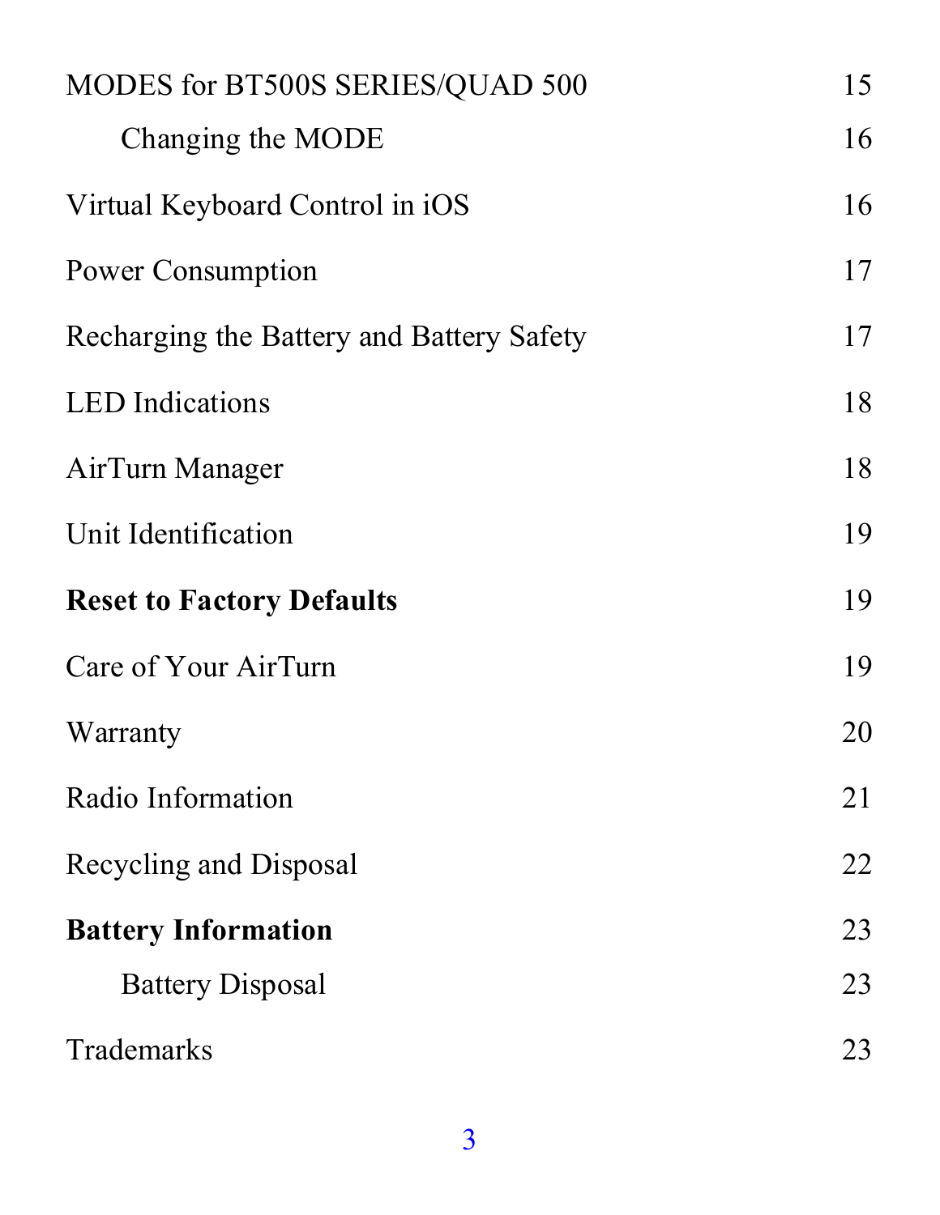| | |
|---|---|
| MODES for BT500S SERIES/QUAD 500 | 15 |
| &nbsp;&nbsp;&nbsp;&nbsp;Changing the MODE | 16 |
| Virtual Keyboard Control in iOS | 16 |
| Power Consumption | 17 |
| Recharging the Battery and Battery Safety | 17 |
| LED Indications | 18 |
| AirTurn Manager | 18 |
| Unit Identification | 19 |
| **Reset to Factory Defaults** | 19 |
| Care of Your AirTurn | 19 |
| Warranty | 20 |
| Radio Information | 21 |
| Recycling and Disposal | 22 |
| **Battery Information** | 23 |
| &nbsp;&nbsp;&nbsp;&nbsp;Battery Disposal | 23 |
| Trademarks | 23 |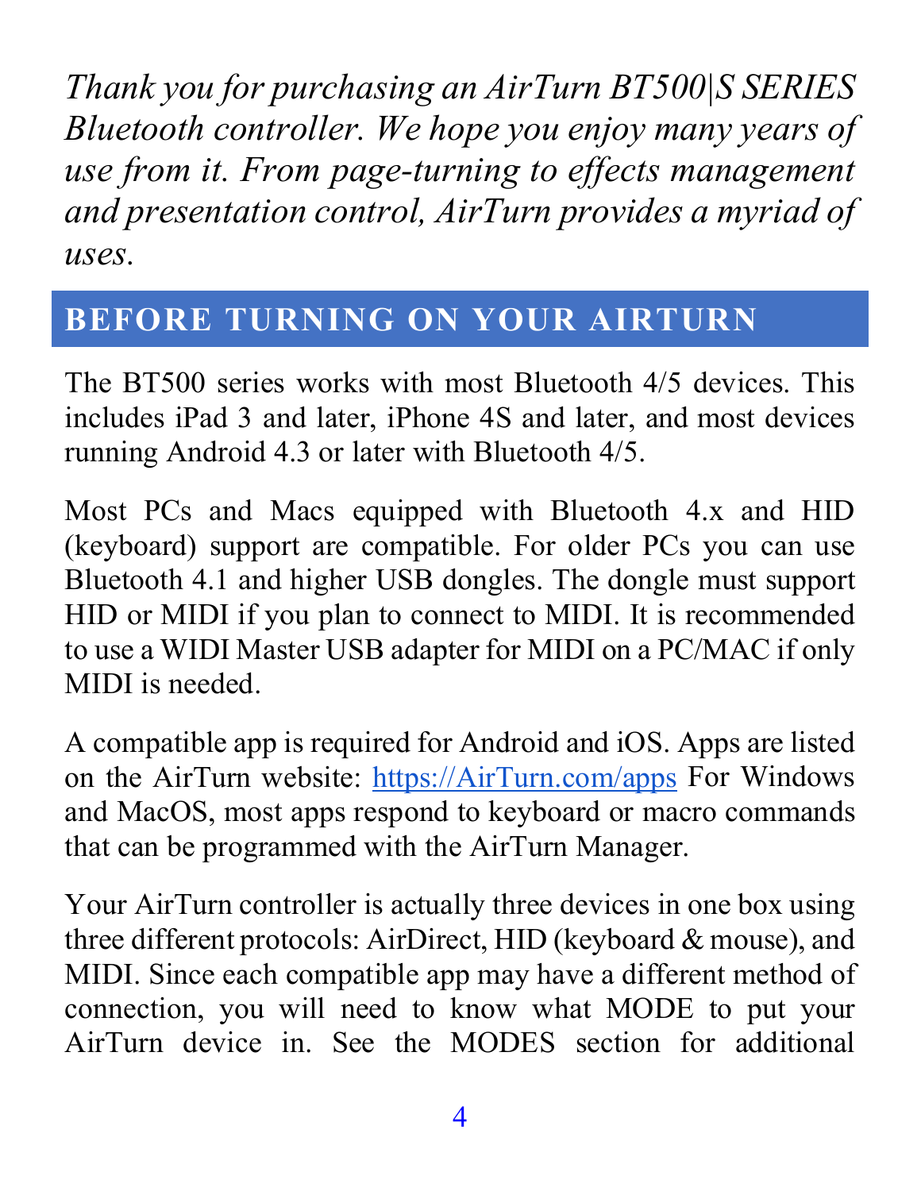*Thank you for purchasing an AirTurn BT500|S SERIES Bluetooth controller. We hope you enjoy many years of use from it. From page-turning to effects management and presentation control, AirTurn provides a myriad of uses.*

## BEFORE TURNING ON YOUR AIRTURN

The BT500 series works with most Bluetooth 4/5 devices. This includes iPad 3 and later, iPhone 4S and later, and most devices running Android 4.3 or later with Bluetooth 4/5.

Most PCs and Macs equipped with Bluetooth 4.x and HID (keyboard) support are compatible. For older PCs you can use Bluetooth 4.1 and higher USB dongles. The dongle must support HID or MIDI if you plan to connect to MIDI. It is recommended to use a WIDI Master USB adapter for MIDI on a PC/MAC if only MIDI is needed.

A compatible app is required for Android and iOS. Apps are listed on the AirTurn website: [https://AirTurn.com/apps](https://AirTurn.com/apps) For Windows and MacOS, most apps respond to keyboard or macro commands that can be programmed with the AirTurn Manager.

Your AirTurn controller is actually three devices in one box using three different protocols: AirDirect, HID (keyboard & mouse), and MIDI. Since each compatible app may have a different method of connection, you will need to know what MODE to put your AirTurn device in. See the MODES section for additional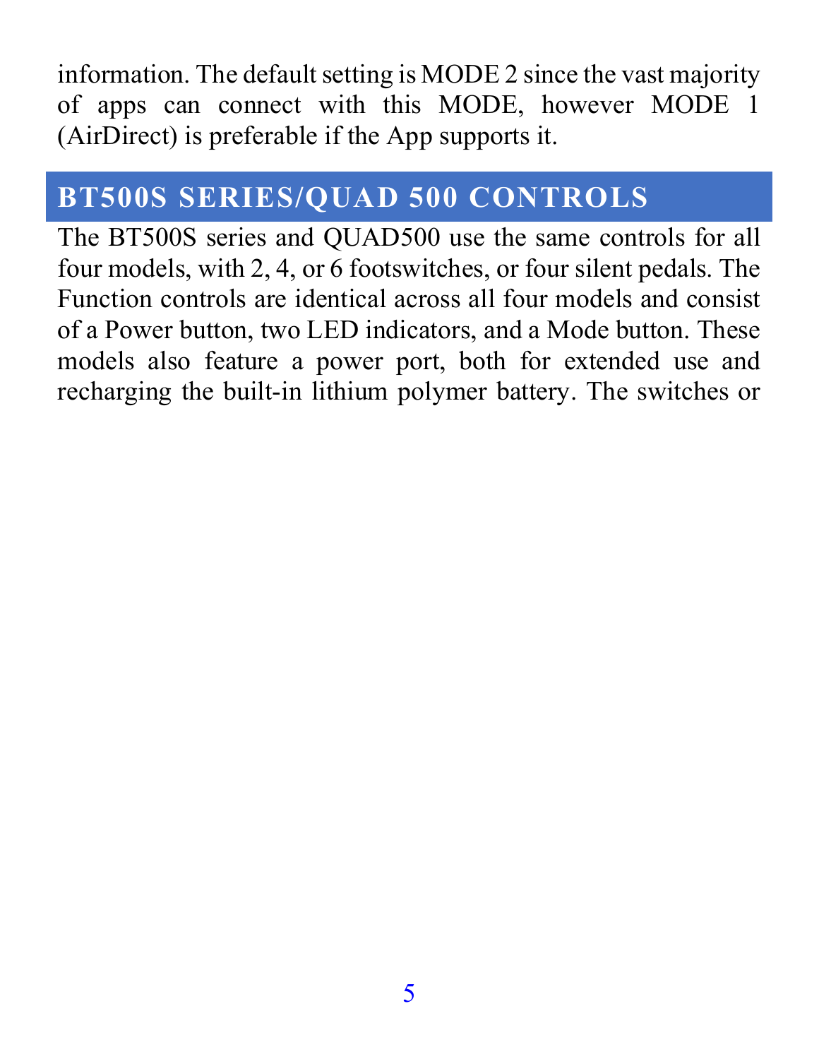information. The default setting is MODE 2 since the vast majority of apps can connect with this MODE, however MODE 1 (AirDirect) is preferable if the App supports it.

## BT500S SERIES/QUAD 500 CONTROLS

The BT500S series and QUAD500 use the same controls for all four models, with 2, 4, or 6 footswitches, or four silent pedals. The Function controls are identical across all four models and consist of a Power button, two LED indicators, and a Mode button. These models also feature a power port, both for extended use and recharging the built-in lithium polymer battery. The switches or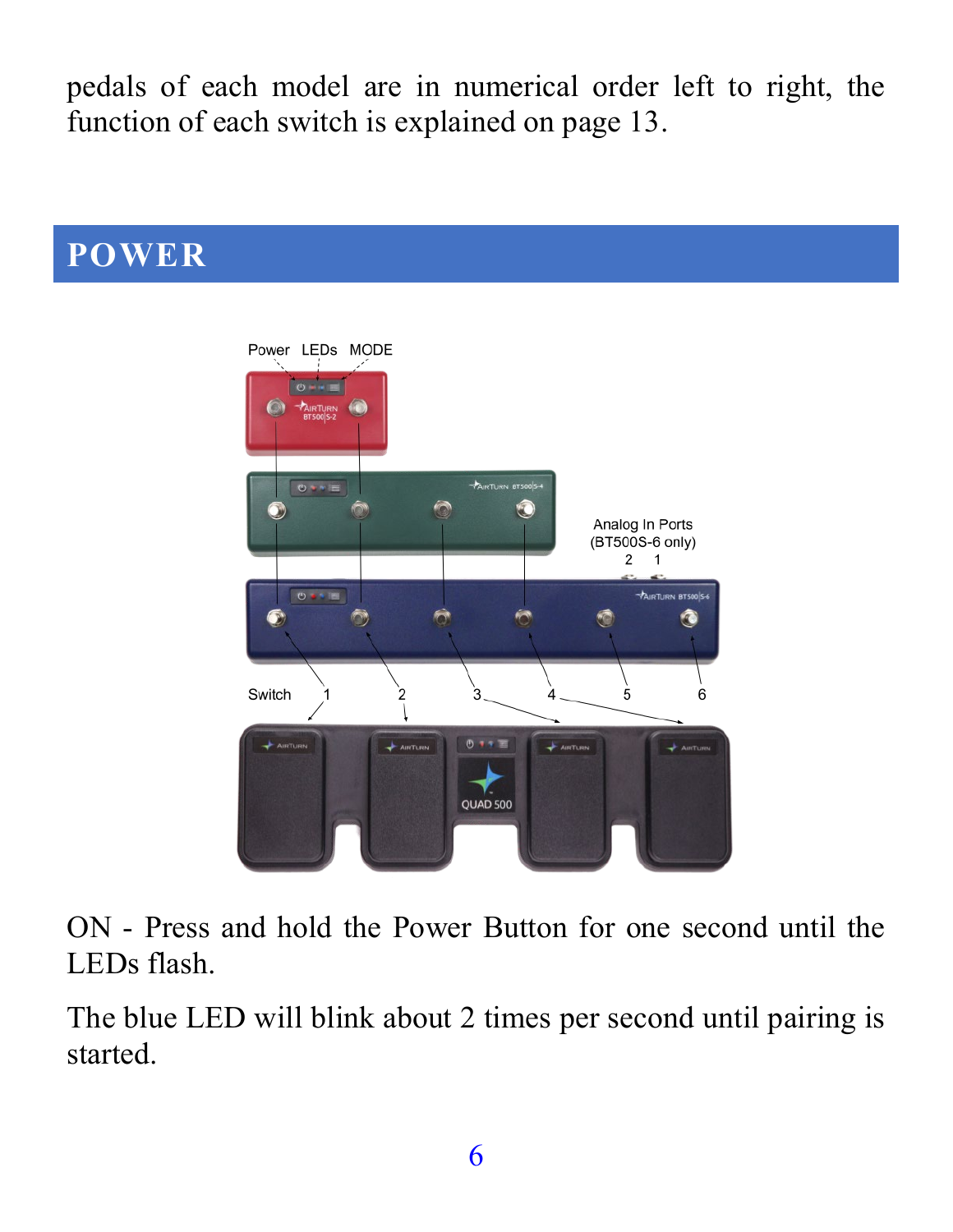pedals of each model are in numerical order left to right, the function of each switch is explained on page 13.

# POWER

ON - Press and hold the Power Button for one second until the LEDs flash.

The blue LED will blink about 2 times per second until pairing is started.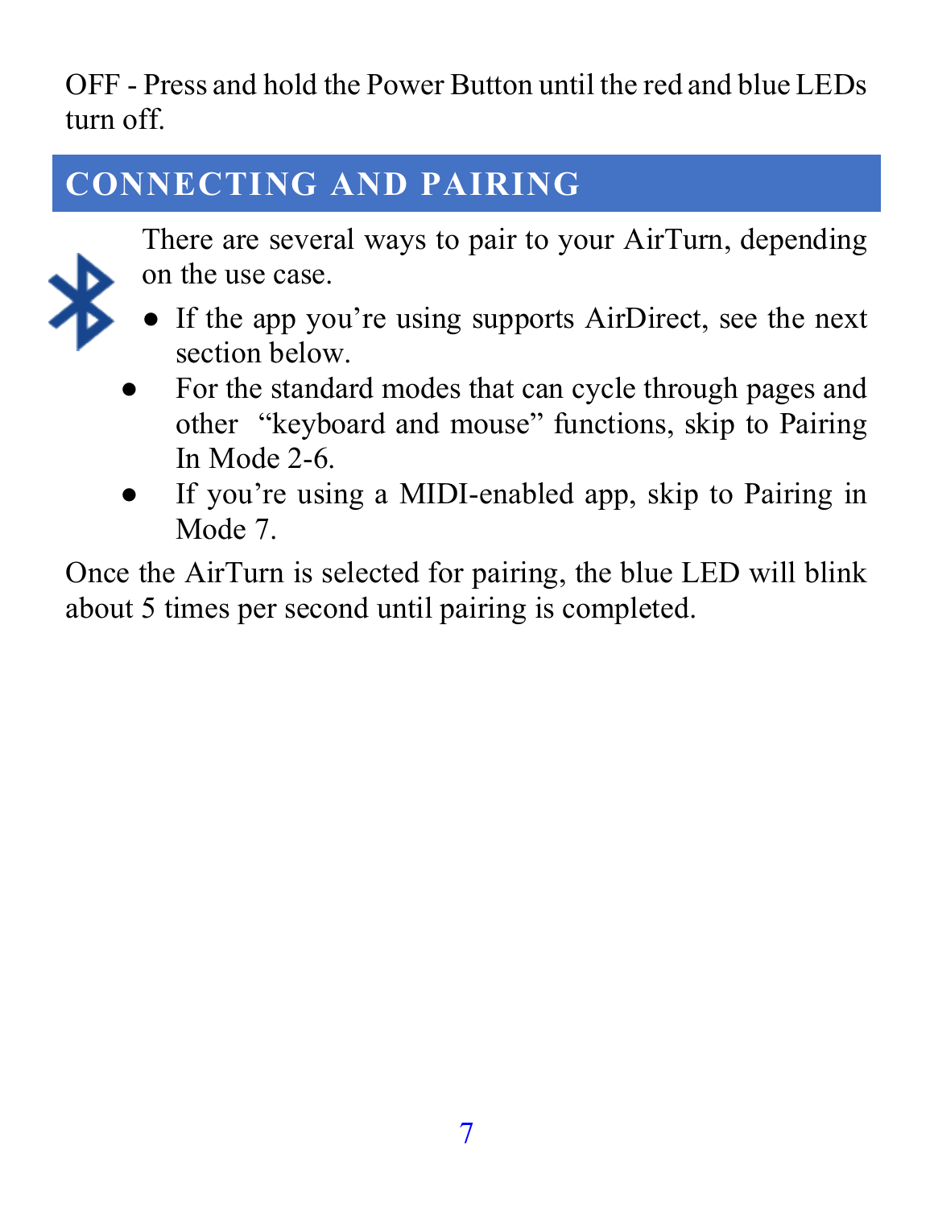OFF - Press and hold the Power Button until the red and blue LEDs turn off.

## CONNECTING AND PAIRING

There are several ways to pair to your AirTurn, depending on the use case.

- If the app you're using supports AirDirect, see the next section below.
- For the standard modes that can cycle through pages and other "keyboard and mouse" functions, skip to Pairing In Mode 2-6.
- If you're using a MIDI-enabled app, skip to Pairing in Mode 7.

Once the AirTurn is selected for pairing, the blue LED will blink about 5 times per second until pairing is completed.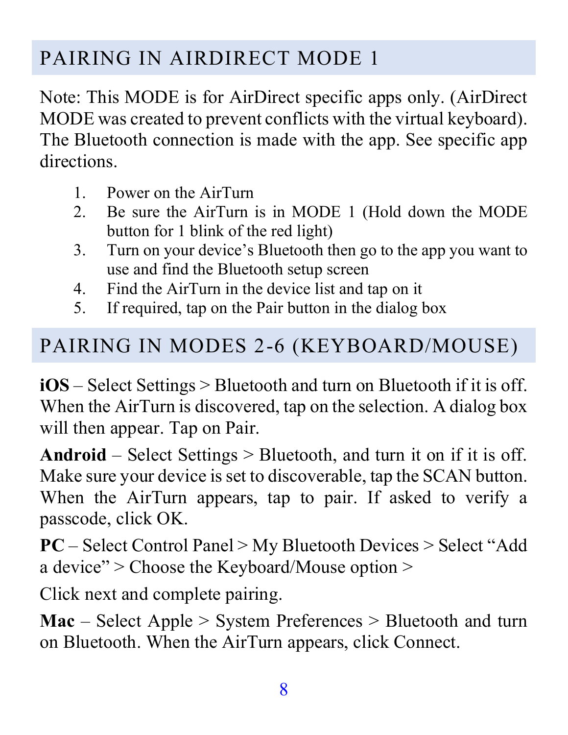## PAIRING IN AIRDIRECT MODE 1

Note: This MODE is for AirDirect specific apps only. (AirDirect MODE was created to prevent conflicts with the virtual keyboard). The Bluetooth connection is made with the app. See specific app directions.

1. Power on the AirTurn
2. Be sure the AirTurn is in MODE 1 (Hold down the MODE button for 1 blink of the red light)
3. Turn on your device's Bluetooth then go to the app you want to use and find the Bluetooth setup screen
4. Find the AirTurn in the device list and tap on it
5. If required, tap on the Pair button in the dialog box

## PAIRING IN MODES 2-6 (KEYBOARD/MOUSE)

**iOS** – Select Settings > Bluetooth and turn on Bluetooth if it is off. When the AirTurn is discovered, tap on the selection. A dialog box will then appear. Tap on Pair.

**Android** – Select Settings > Bluetooth, and turn it on if it is off. Make sure your device is set to discoverable, tap the SCAN button. When the AirTurn appears, tap to pair. If asked to verify a passcode, click OK.

**PC** – Select Control Panel > My Bluetooth Devices > Select "Add a device" > Choose the Keyboard/Mouse option >

Click next and complete pairing.

**Mac** – Select Apple > System Preferences > Bluetooth and turn on Bluetooth. When the AirTurn appears, click Connect.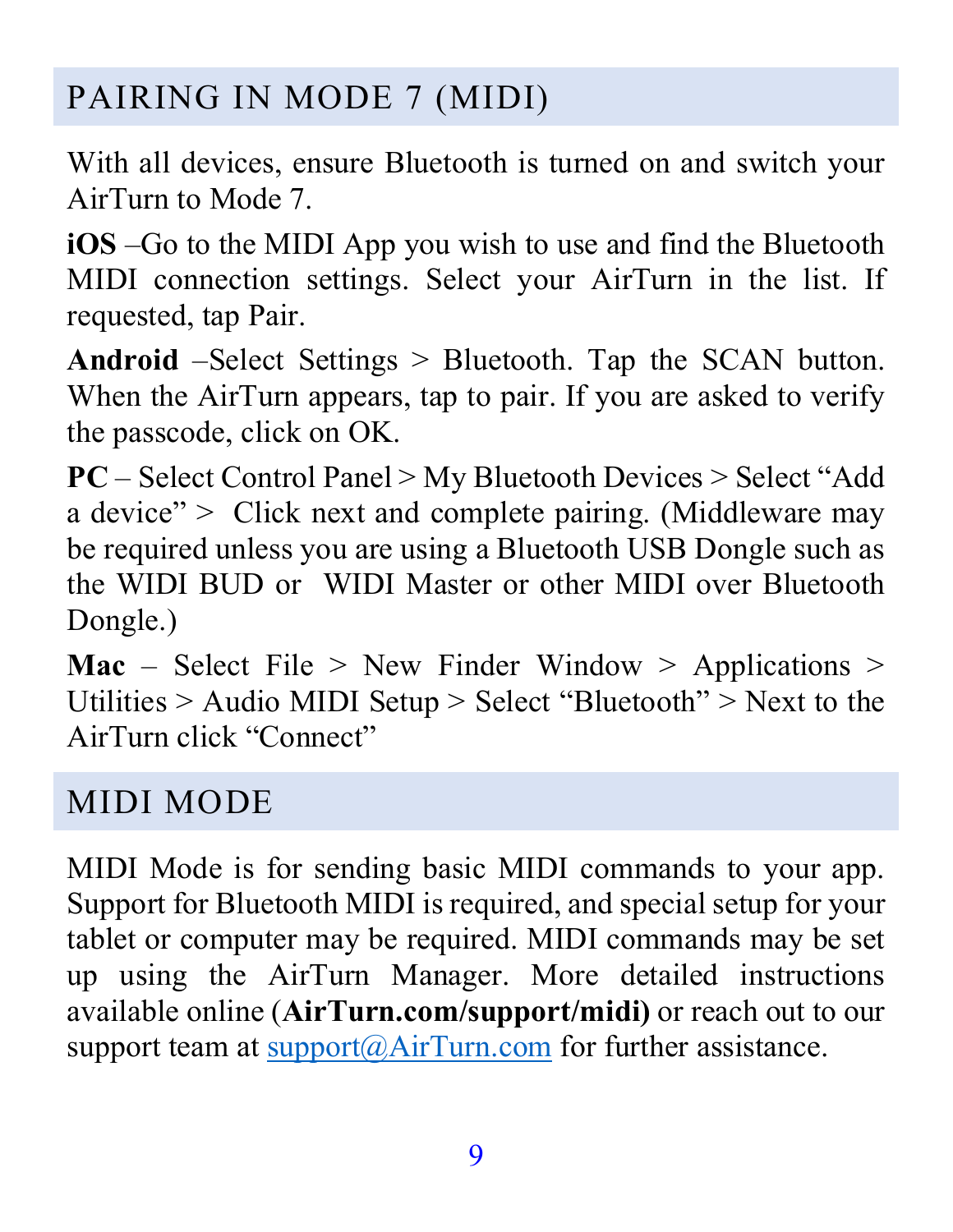## PAIRING IN MODE 7 (MIDI)

With all devices, ensure Bluetooth is turned on and switch your AirTurn to Mode 7.

**iOS** –Go to the MIDI App you wish to use and find the Bluetooth MIDI connection settings. Select your AirTurn in the list. If requested, tap Pair.

**Android** –Select Settings > Bluetooth. Tap the SCAN button. When the AirTurn appears, tap to pair. If you are asked to verify the passcode, click on OK.

**PC** – Select Control Panel > My Bluetooth Devices > Select "Add a device" > Click next and complete pairing. (Middleware may be required unless you are using a Bluetooth USB Dongle such as the WIDI BUD or WIDI Master or other MIDI over Bluetooth Dongle.)

**Mac** – Select File > New Finder Window > Applications > Utilities > Audio MIDI Setup > Select "Bluetooth" > Next to the AirTurn click "Connect"

## MIDI MODE

MIDI Mode is for sending basic MIDI commands to your app. Support for Bluetooth MIDI is required, and special setup for your tablet or computer may be required. MIDI commands may be set up using the AirTurn Manager. More detailed instructions available online (**AirTurn.com/support/midi)** or reach out to our support team at support@AirTurn.com for further assistance.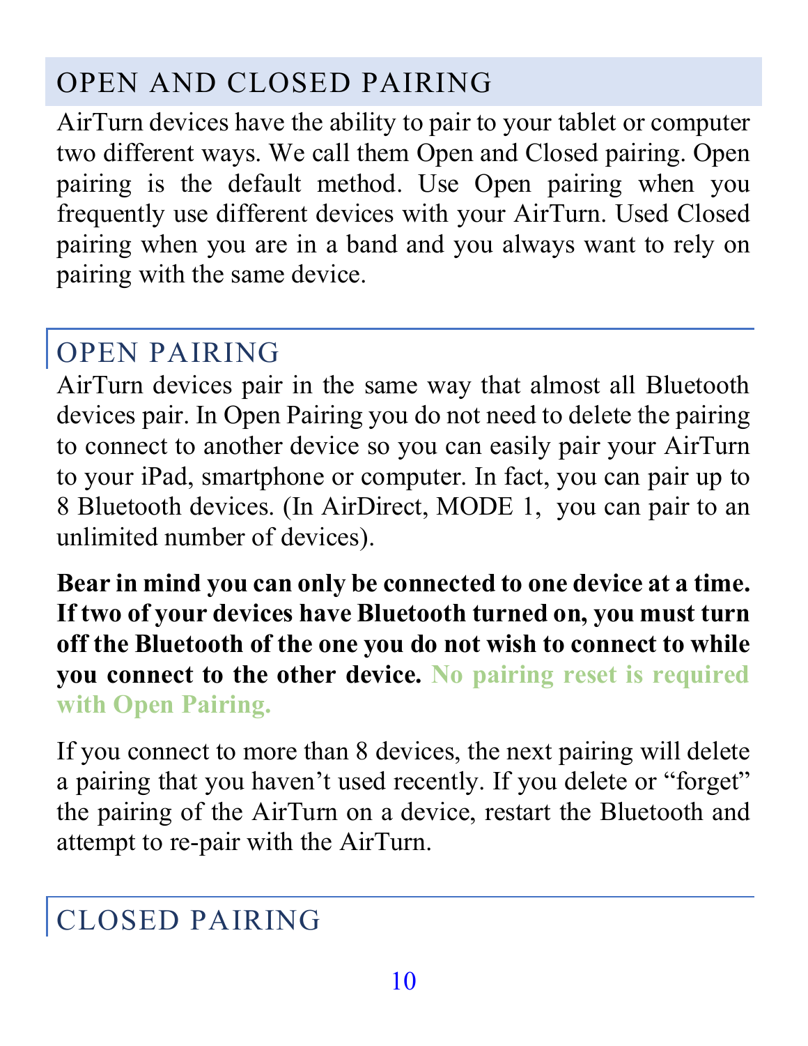## OPEN AND CLOSED PAIRING

AirTurn devices have the ability to pair to your tablet or computer two different ways. We call them Open and Closed pairing. Open pairing is the default method. Use Open pairing when you frequently use different devices with your AirTurn. Used Closed pairing when you are in a band and you always want to rely on pairing with the same device.

## OPEN PAIRING

AirTurn devices pair in the same way that almost all Bluetooth devices pair. In Open Pairing you do not need to delete the pairing to connect to another device so you can easily pair your AirTurn to your iPad, smartphone or computer. In fact, you can pair up to 8 Bluetooth devices. (In AirDirect, MODE 1, you can pair to an unlimited number of devices).

**Bear in mind you can only be connected to one device at a time. If two of your devices have Bluetooth turned on, you must turn off the Bluetooth of the one you do not wish to connect to while you connect to the other device. No pairing reset is required with Open Pairing.**

If you connect to more than 8 devices, the next pairing will delete a pairing that you haven't used recently. If you delete or "forget" the pairing of the AirTurn on a device, restart the Bluetooth and attempt to re-pair with the AirTurn.

## CLOSED PAIRING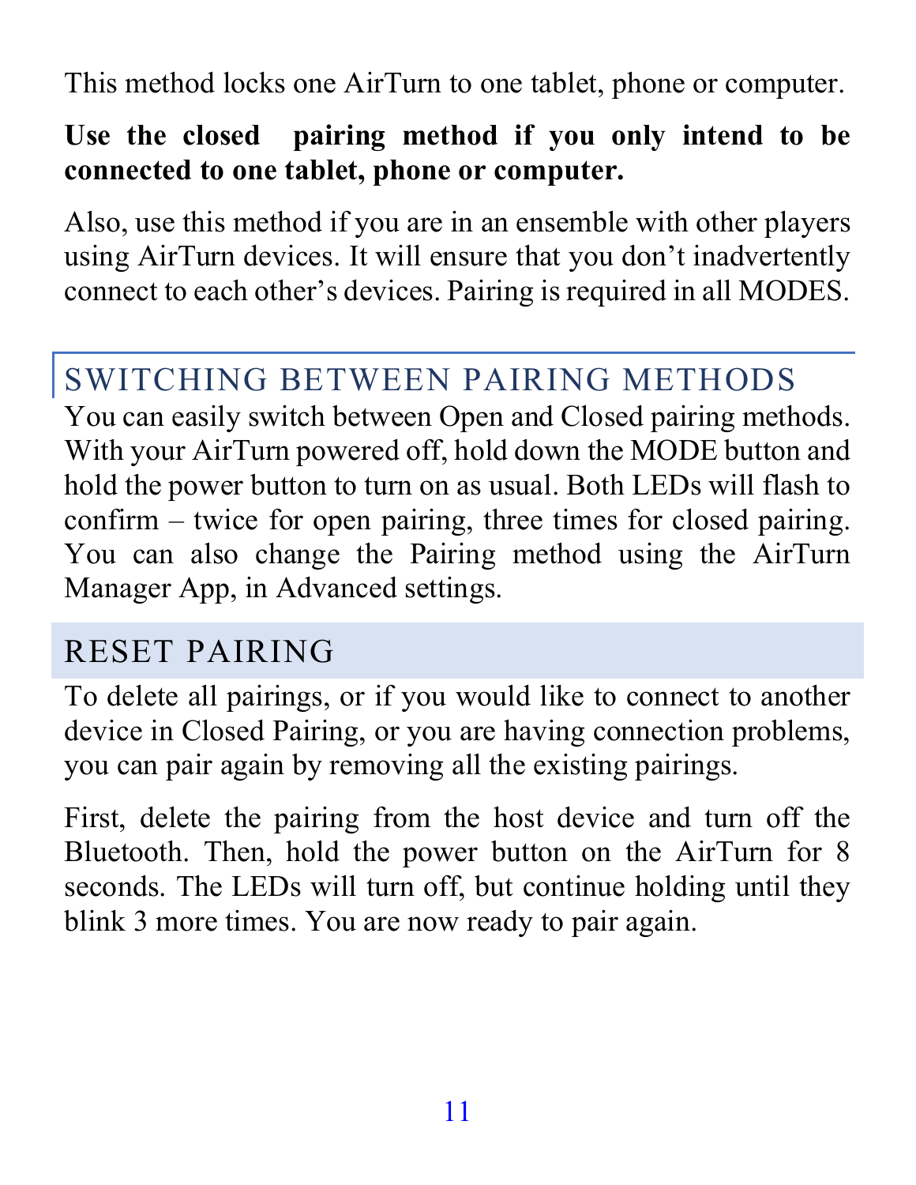This method locks one AirTurn to one tablet, phone or computer.

**Use the closed pairing method if you only intend to be connected to one tablet, phone or computer.**

Also, use this method if you are in an ensemble with other players using AirTurn devices. It will ensure that you don't inadvertently connect to each other's devices. Pairing is required in all MODES.

## SWITCHING BETWEEN PAIRING METHODS

You can easily switch between Open and Closed pairing methods. With your AirTurn powered off, hold down the MODE button and hold the power button to turn on as usual. Both LEDs will flash to confirm – twice for open pairing, three times for closed pairing. You can also change the Pairing method using the AirTurn Manager App, in Advanced settings.

## RESET PAIRING

To delete all pairings, or if you would like to connect to another device in Closed Pairing, or you are having connection problems, you can pair again by removing all the existing pairings.

First, delete the pairing from the host device and turn off the Bluetooth. Then, hold the power button on the AirTurn for 8 seconds. The LEDs will turn off, but continue holding until they blink 3 more times. You are now ready to pair again.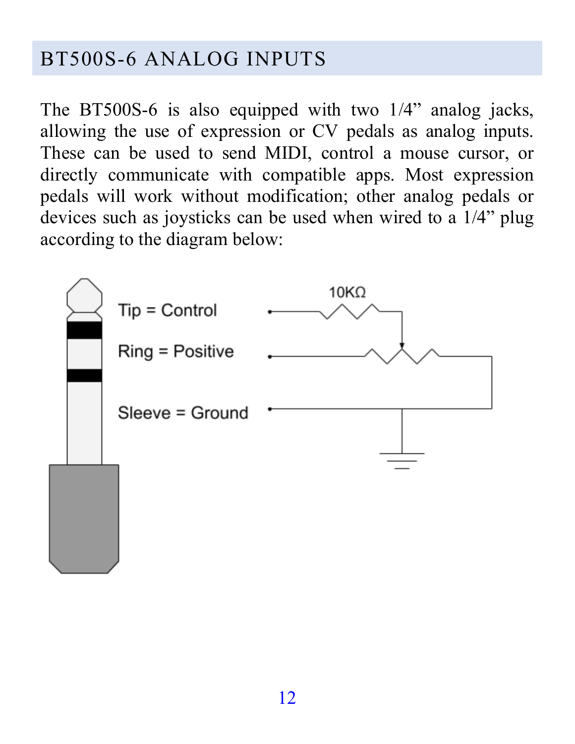# BT500S-6 ANALOG INPUTS

The BT500S-6 is also equipped with two 1/4” analog jacks, allowing the use of expression or CV pedals as analog inputs. These can be used to send MIDI, control a mouse cursor, or directly communicate with compatible apps. Most expression pedals will work without modification; other analog pedals or devices such as joysticks can be used when wired to a 1/4” plug according to the diagram below:

Tip = Control

Ring = Positive

Sleeve = Ground

10KΩ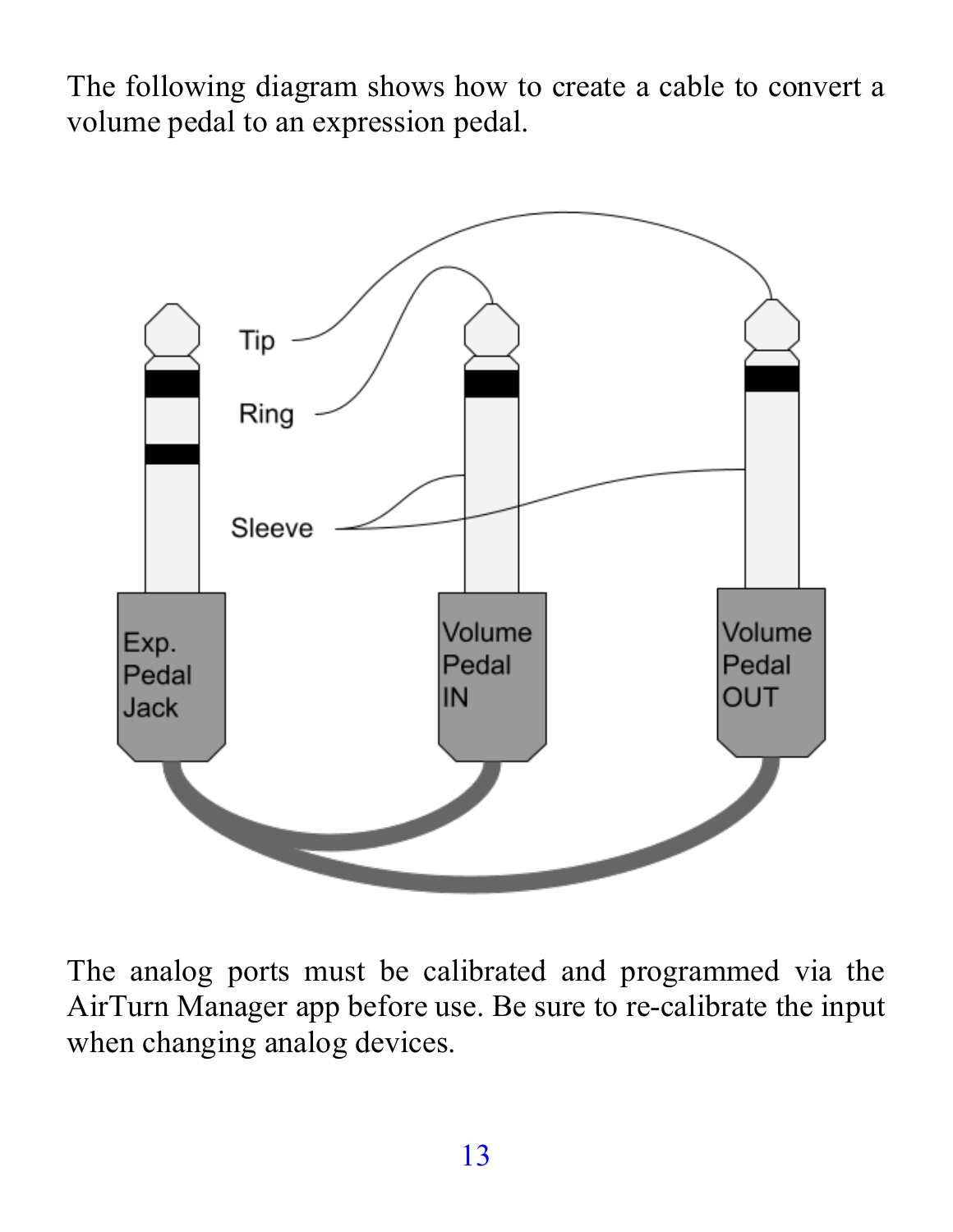The following diagram shows how to create a cable to convert a volume pedal to an expression pedal.

The analog ports must be calibrated and programmed via the AirTurn Manager app before use. Be sure to re-calibrate the input when changing analog devices.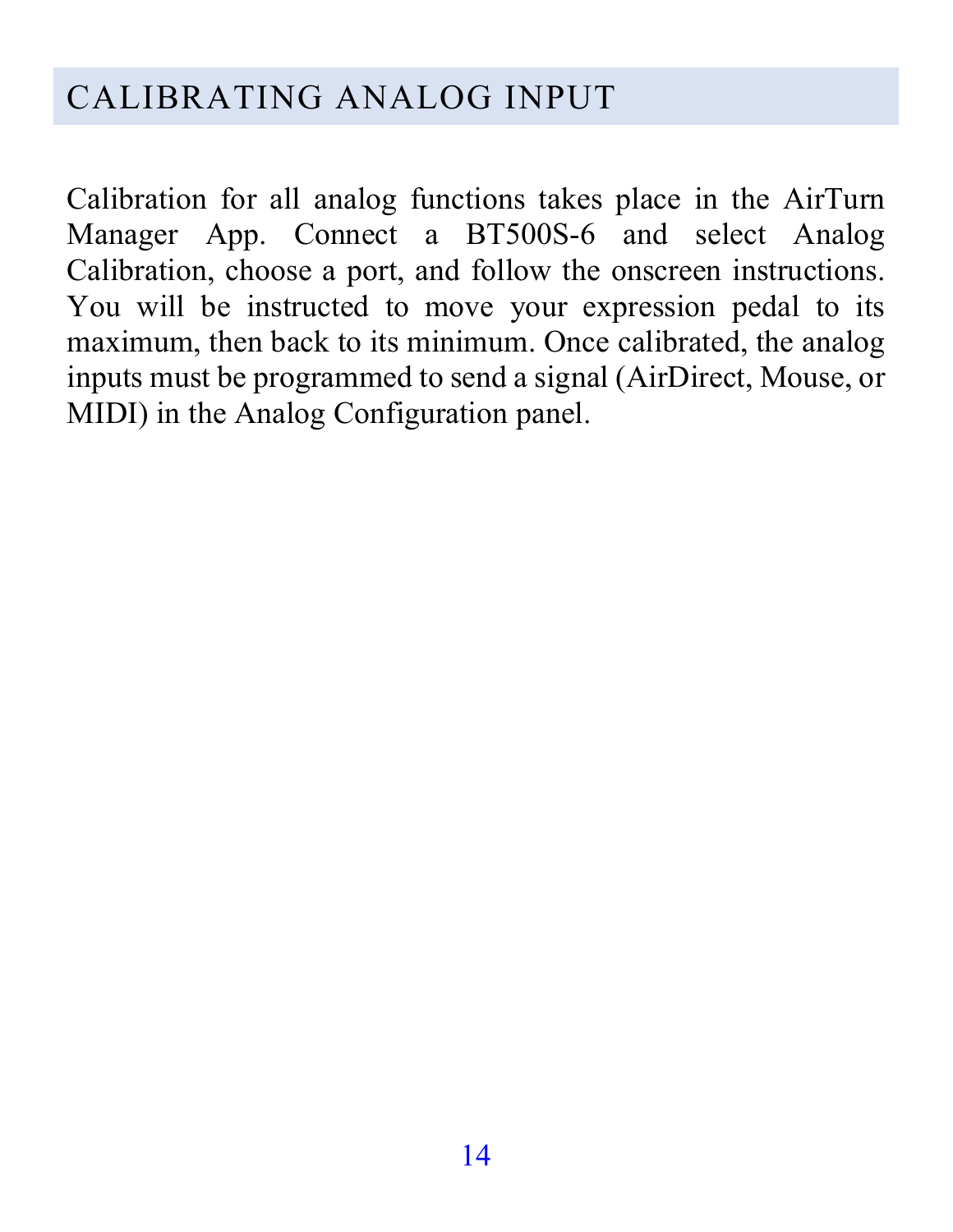## CALIBRATING ANALOG INPUT

Calibration for all analog functions takes place in the AirTurn Manager App. Connect a BT500S-6 and select Analog Calibration, choose a port, and follow the onscreen instructions. You will be instructed to move your expression pedal to its maximum, then back to its minimum. Once calibrated, the analog inputs must be programmed to send a signal (AirDirect, Mouse, or MIDI) in the Analog Configuration panel.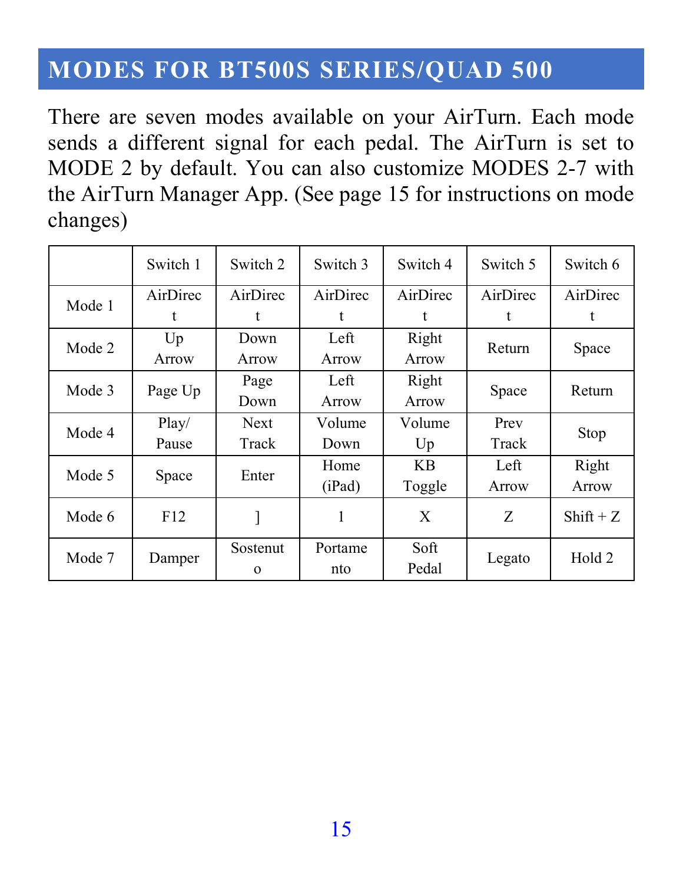# MODES FOR BT500S SERIES/QUAD 500

There are seven modes available on your AirTurn. Each mode sends a different signal for each pedal. The AirTurn is set to MODE 2 by default. You can also customize MODES 2-7 with the AirTurn Manager App. (See page 15 for instructions on mode changes)

| | Switch 1 | Switch 2 | Switch 3 | Switch 4 | Switch 5 | Switch 6 |
|---|---|---|---|---|---|---|
| Mode 1 | AirDirect | AirDirect | AirDirect | AirDirect | AirDirect | AirDirect |
| Mode 2 | Up Arrow | Down Arrow | Left Arrow | Right Arrow | Return | Space |
| Mode 3 | Page Up | Page Down | Left Arrow | Right Arrow | Space | Return |
| Mode 4 | Play/ Pause | Next Track | Volume Down | Volume Up | Prev Track | Stop |
| Mode 5 | Space | Enter | Home (iPad) | KB Toggle | Left Arrow | Right Arrow |
| Mode 6 | F12 | ] | 1 | X | Z | Shift + Z |
| Mode 7 | Damper | Sostenuto | Portamento | Soft Pedal | Legato | Hold 2 |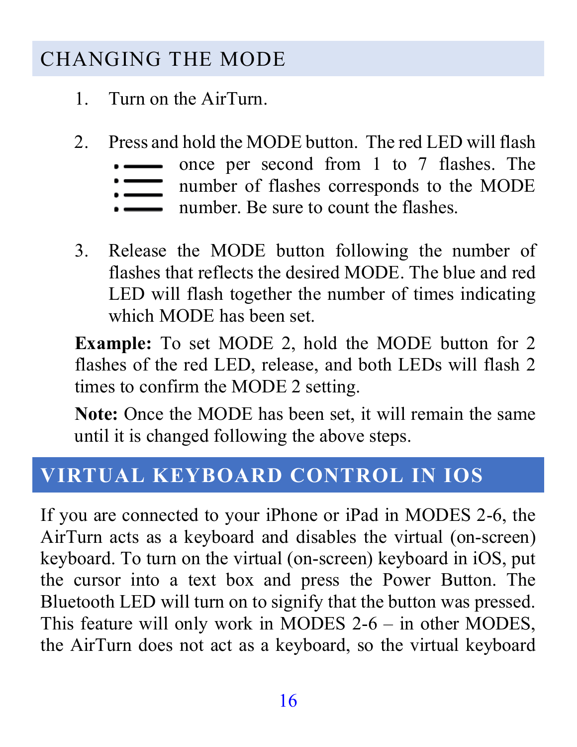## CHANGING THE MODE

1. Turn on the AirTurn.

2. Press and hold the MODE button. The red LED will flash once per second from 1 to 7 flashes. The number of flashes corresponds to the MODE number. Be sure to count the flashes.

3. Release the MODE button following the number of flashes that reflects the desired MODE. The blue and red LED will flash together the number of times indicating which MODE has been set.

**Example:** To set MODE 2, hold the MODE button for 2 flashes of the red LED, release, and both LEDs will flash 2 times to confirm the MODE 2 setting.

**Note:** Once the MODE has been set, it will remain the same until it is changed following the above steps.

## VIRTUAL KEYBOARD CONTROL IN IOS

If you are connected to your iPhone or iPad in MODES 2-6, the AirTurn acts as a keyboard and disables the virtual (on-screen) keyboard. To turn on the virtual (on-screen) keyboard in iOS, put the cursor into a text box and press the Power Button. The Bluetooth LED will turn on to signify that the button was pressed. This feature will only work in MODES 2-6 – in other MODES, the AirTurn does not act as a keyboard, so the virtual keyboard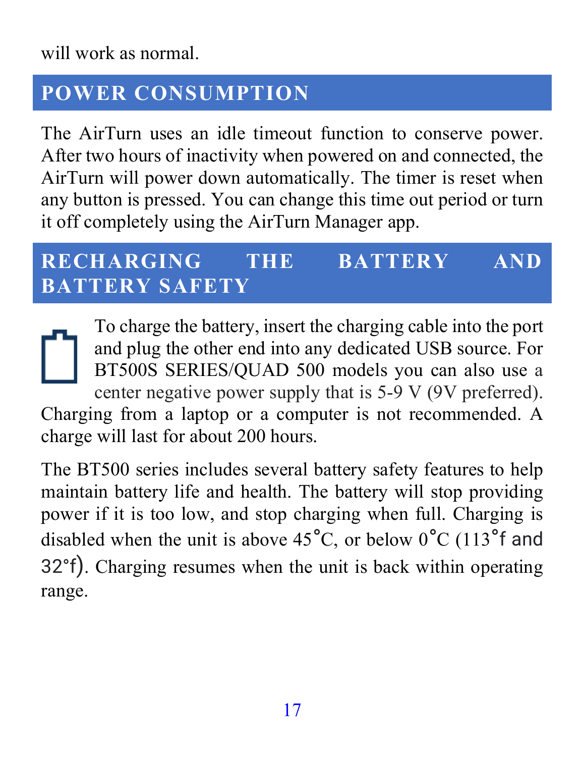will work as normal.

## POWER CONSUMPTION

The AirTurn uses an idle timeout function to conserve power. After two hours of inactivity when powered on and connected, the AirTurn will power down automatically. The timer is reset when any button is pressed. You can change this time out period or turn it off completely using the AirTurn Manager app.

## RECHARGING THE BATTERY AND BATTERY SAFETY

To charge the battery, insert the charging cable into the port and plug the other end into any dedicated USB source. For BT500S SERIES/QUAD 500 models you can also use a center negative power supply that is 5-9 V (9V preferred). Charging from a laptop or a computer is not recommended. A charge will last for about 200 hours.

The BT500 series includes several battery safety features to help maintain battery life and health. The battery will stop providing power if it is too low, and stop charging when full. Charging is disabled when the unit is above 45°C, or below 0°C (113°f and 32°f). Charging resumes when the unit is back within operating range.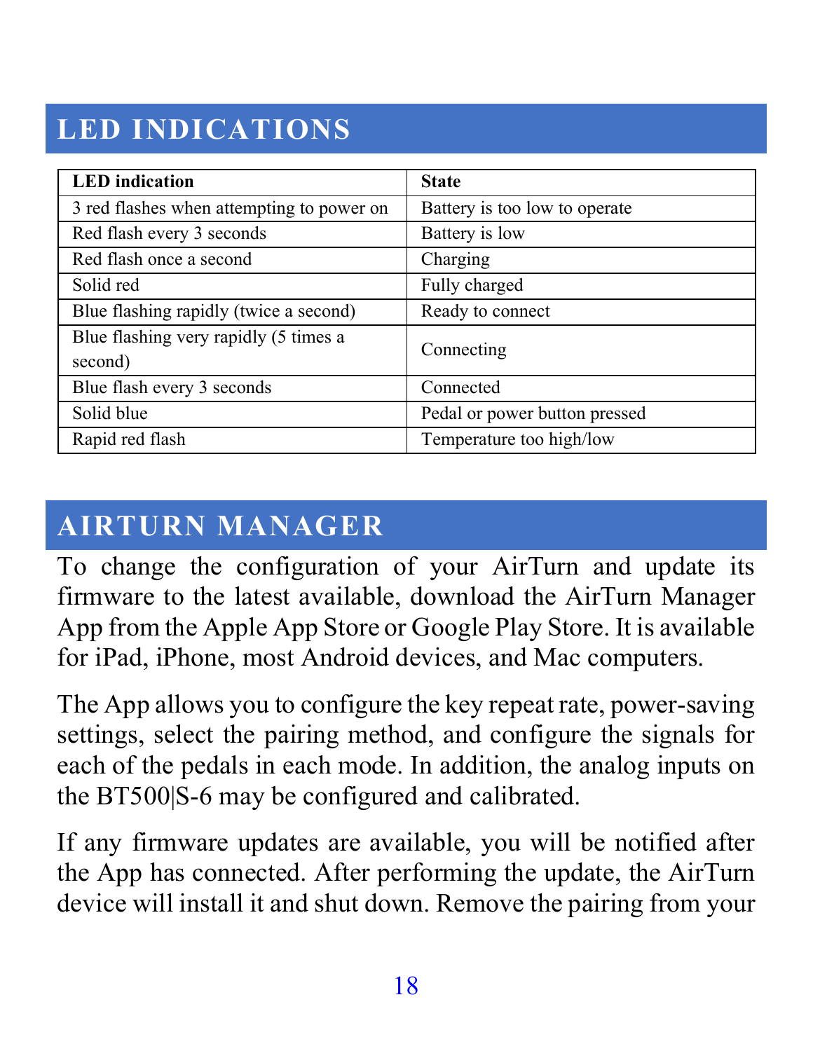## LED INDICATIONS

| LED indication | State |
|---|---|
| 3 red flashes when attempting to power on | Battery is too low to operate |
| Red flash every 3 seconds | Battery is low |
| Red flash once a second | Charging |
| Solid red | Fully charged |
| Blue flashing rapidly (twice a second) | Ready to connect |
| Blue flashing very rapidly (5 times a second) | Connecting |
| Blue flash every 3 seconds | Connected |
| Solid blue | Pedal or power button pressed |
| Rapid red flash | Temperature too high/low |

## AIRTURN MANAGER

To change the configuration of your AirTurn and update its firmware to the latest available, download the AirTurn Manager App from the Apple App Store or Google Play Store. It is available for iPad, iPhone, most Android devices, and Mac computers.

The App allows you to configure the key repeat rate, power-saving settings, select the pairing method, and configure the signals for each of the pedals in each mode. In addition, the analog inputs on the BT500|S-6 may be configured and calibrated.

If any firmware updates are available, you will be notified after the App has connected. After performing the update, the AirTurn device will install it and shut down. Remove the pairing from your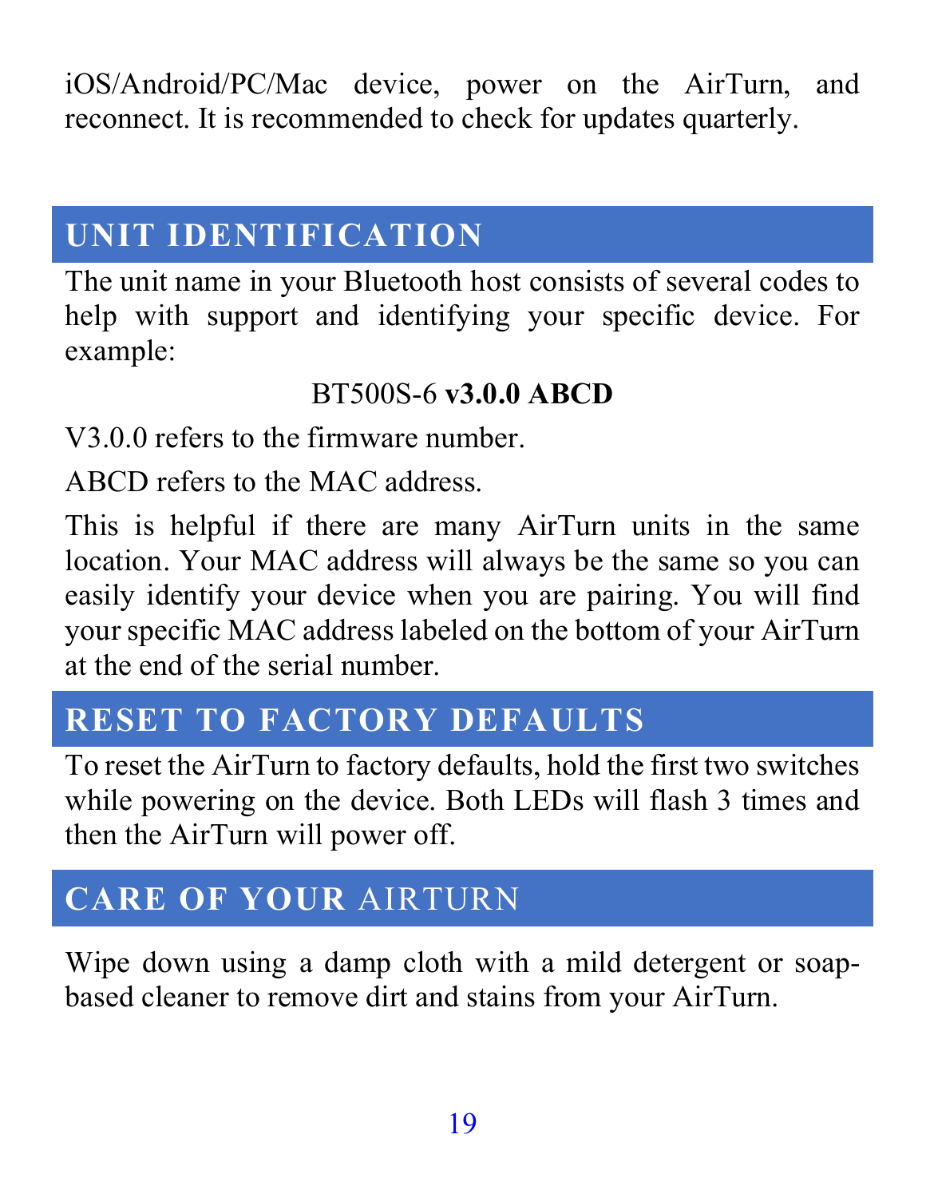iOS/Android/PC/Mac device, power on the AirTurn, and reconnect. It is recommended to check for updates quarterly.

## UNIT IDENTIFICATION

The unit name in your Bluetooth host consists of several codes to help with support and identifying your specific device. For example:

BT500S-6 **v3.0.0 ABCD**

V3.0.0 refers to the firmware number.

ABCD refers to the MAC address.

This is helpful if there are many AirTurn units in the same location. Your MAC address will always be the same so you can easily identify your device when you are pairing. You will find your specific MAC address labeled on the bottom of your AirTurn at the end of the serial number.

## RESET TO FACTORY DEFAULTS

To reset the AirTurn to factory defaults, hold the first two switches while powering on the device. Both LEDs will flash 3 times and then the AirTurn will power off.

## CARE OF YOUR AIRTURN

Wipe down using a damp cloth with a mild detergent or soap-based cleaner to remove dirt and stains from your AirTurn.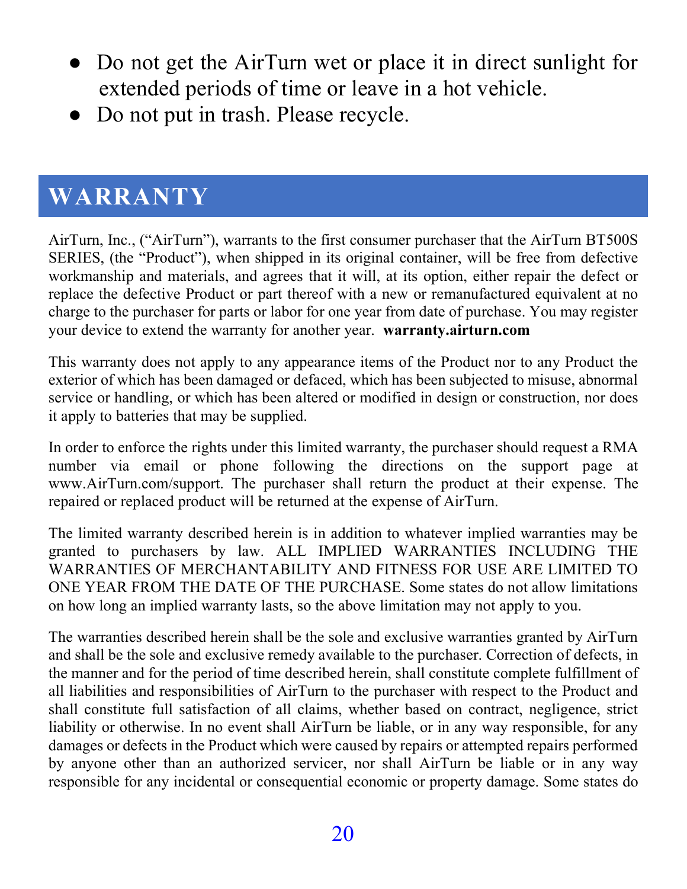- Do not get the AirTurn wet or place it in direct sunlight for extended periods of time or leave in a hot vehicle.
- Do not put in trash. Please recycle.

# WARRANTY

AirTurn, Inc., ("AirTurn"), warrants to the first consumer purchaser that the AirTurn BT500S SERIES, (the "Product"), when shipped in its original container, will be free from defective workmanship and materials, and agrees that it will, at its option, either repair the defect or replace the defective Product or part thereof with a new or remanufactured equivalent at no charge to the purchaser for parts or labor for one year from date of purchase. You may register your device to extend the warranty for another year. **warranty.airturn.com**

This warranty does not apply to any appearance items of the Product nor to any Product the exterior of which has been damaged or defaced, which has been subjected to misuse, abnormal service or handling, or which has been altered or modified in design or construction, nor does it apply to batteries that may be supplied.

In order to enforce the rights under this limited warranty, the purchaser should request a RMA number via email or phone following the directions on the support page at www.AirTurn.com/support. The purchaser shall return the product at their expense. The repaired or replaced product will be returned at the expense of AirTurn.

The limited warranty described herein is in addition to whatever implied warranties may be granted to purchasers by law. ALL IMPLIED WARRANTIES INCLUDING THE WARRANTIES OF MERCHANTABILITY AND FITNESS FOR USE ARE LIMITED TO ONE YEAR FROM THE DATE OF THE PURCHASE. Some states do not allow limitations on how long an implied warranty lasts, so the above limitation may not apply to you.

The warranties described herein shall be the sole and exclusive warranties granted by AirTurn and shall be the sole and exclusive remedy available to the purchaser. Correction of defects, in the manner and for the period of time described herein, shall constitute complete fulfillment of all liabilities and responsibilities of AirTurn to the purchaser with respect to the Product and shall constitute full satisfaction of all claims, whether based on contract, negligence, strict liability or otherwise. In no event shall AirTurn be liable, or in any way responsible, for any damages or defects in the Product which were caused by repairs or attempted repairs performed by anyone other than an authorized servicer, nor shall AirTurn be liable or in any way responsible for any incidental or consequential economic or property damage. Some states do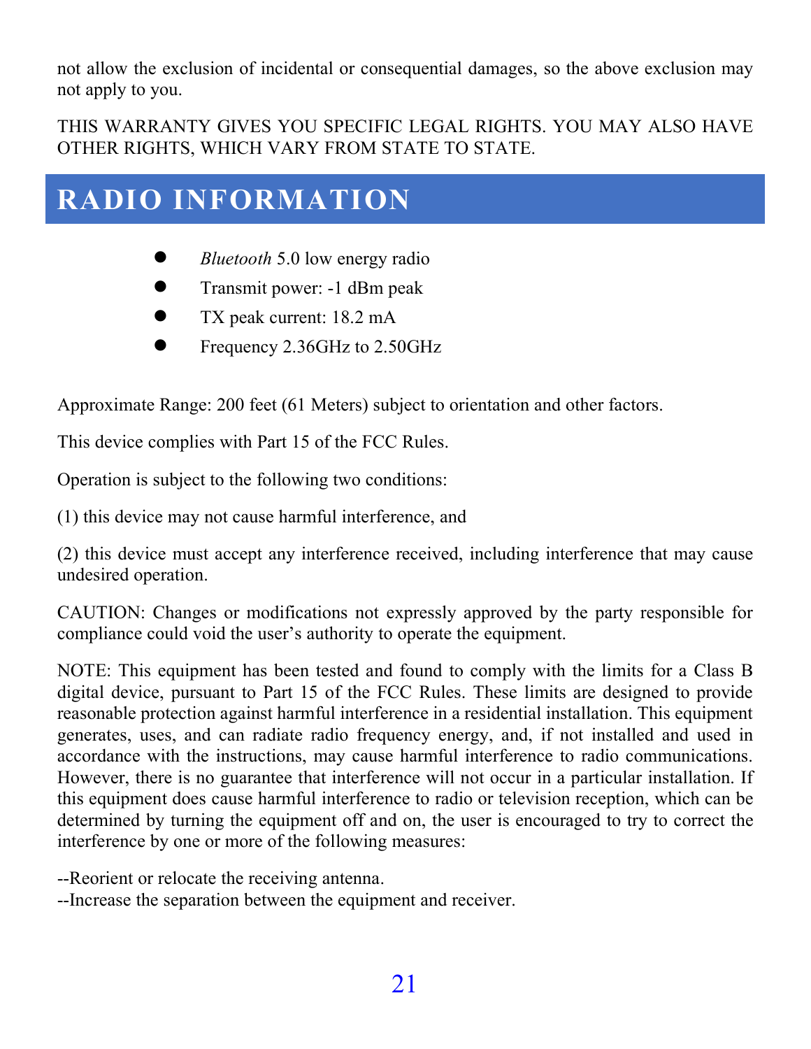not allow the exclusion of incidental or consequential damages, so the above exclusion may not apply to you.

THIS WARRANTY GIVES YOU SPECIFIC LEGAL RIGHTS. YOU MAY ALSO HAVE OTHER RIGHTS, WHICH VARY FROM STATE TO STATE.

# RADIO INFORMATION

- *Bluetooth* 5.0 low energy radio
- Transmit power: -1 dBm peak
- TX peak current: 18.2 mA
- Frequency 2.36GHz to 2.50GHz

Approximate Range: 200 feet (61 Meters) subject to orientation and other factors.

This device complies with Part 15 of the FCC Rules.

Operation is subject to the following two conditions:

(1) this device may not cause harmful interference, and

(2) this device must accept any interference received, including interference that may cause undesired operation.

CAUTION: Changes or modifications not expressly approved by the party responsible for compliance could void the user's authority to operate the equipment.

NOTE: This equipment has been tested and found to comply with the limits for a Class B digital device, pursuant to Part 15 of the FCC Rules. These limits are designed to provide reasonable protection against harmful interference in a residential installation. This equipment generates, uses, and can radiate radio frequency energy, and, if not installed and used in accordance with the instructions, may cause harmful interference to radio communications. However, there is no guarantee that interference will not occur in a particular installation. If this equipment does cause harmful interference to radio or television reception, which can be determined by turning the equipment off and on, the user is encouraged to try to correct the interference by one or more of the following measures:

--Reorient or relocate the receiving antenna.
--Increase the separation between the equipment and receiver.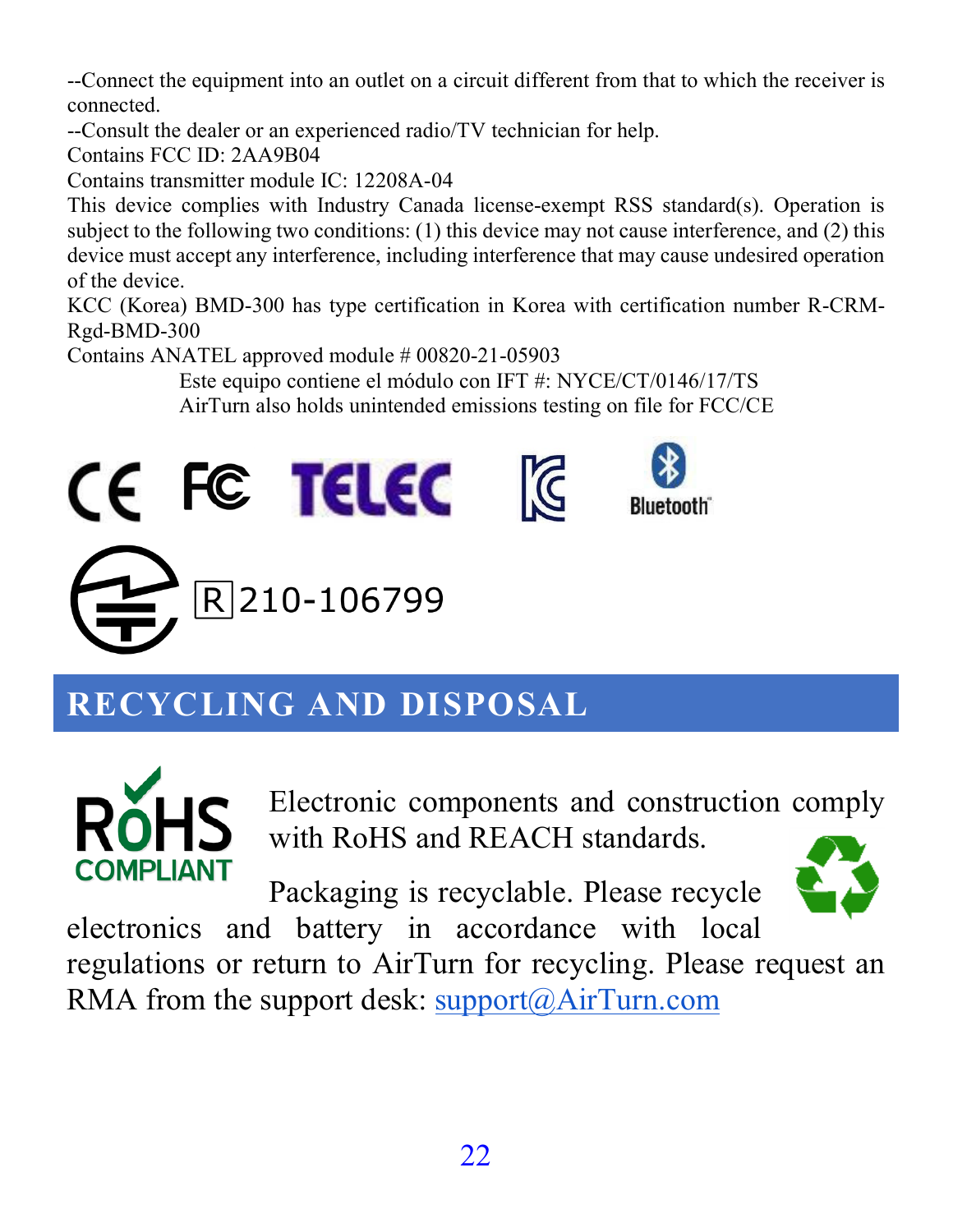--Connect the equipment into an outlet on a circuit different from that to which the receiver is connected.

--Consult the dealer or an experienced radio/TV technician for help.

Contains FCC ID: 2AA9B04

Contains transmitter module IC: 12208A-04

This device complies with Industry Canada license-exempt RSS standard(s). Operation is subject to the following two conditions: (1) this device may not cause interference, and (2) this device must accept any interference, including interference that may cause undesired operation of the device.

KCC (Korea) BMD-300 has type certification in Korea with certification number R-CRM-Rgd-BMD-300

Contains ANATEL approved module # 00820-21-05903

Este equipo contiene el módulo con IFT #: NYCE/CT/0146/17/TS

AirTurn also holds unintended emissions testing on file for FCC/CE

R 210-106799

## RECYCLING AND DISPOSAL

RoHS COMPLIANT

Electronic components and construction comply with RoHS and REACH standards.

Packaging is recyclable. Please recycle electronics and battery in accordance with local regulations or return to AirTurn for recycling. Please request an RMA from the support desk: support@AirTurn.com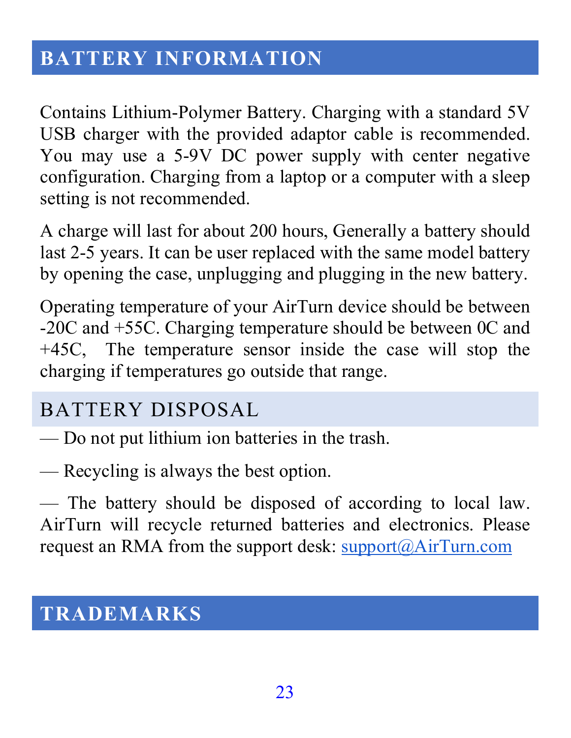## BATTERY INFORMATION

Contains Lithium-Polymer Battery. Charging with a standard 5V USB charger with the provided adaptor cable is recommended. You may use a 5-9V DC power supply with center negative configuration. Charging from a laptop or a computer with a sleep setting is not recommended.

A charge will last for about 200 hours, Generally a battery should last 2-5 years. It can be user replaced with the same model battery by opening the case, unplugging and plugging in the new battery.

Operating temperature of your AirTurn device should be between -20C and +55C. Charging temperature should be between 0C and +45C, The temperature sensor inside the case will stop the charging if temperatures go outside that range.

### BATTERY DISPOSAL

— Do not put lithium ion batteries in the trash.

— Recycling is always the best option.

— The battery should be disposed of according to local law. AirTurn will recycle returned batteries and electronics. Please request an RMA from the support desk: support@AirTurn.com

## TRADEMARKS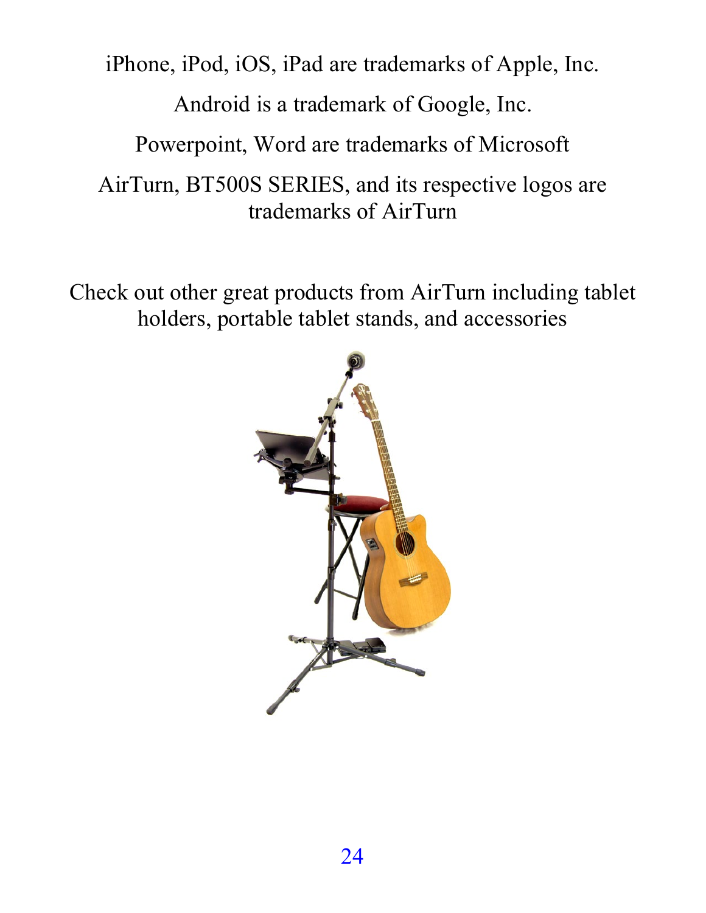iPhone, iPod, iOS, iPad are trademarks of Apple, Inc.

Android is a trademark of Google, Inc.

Powerpoint, Word are trademarks of Microsoft

AirTurn, BT500S SERIES, and its respective logos are trademarks of AirTurn

Check out other great products from AirTurn including tablet holders, portable tablet stands, and accessories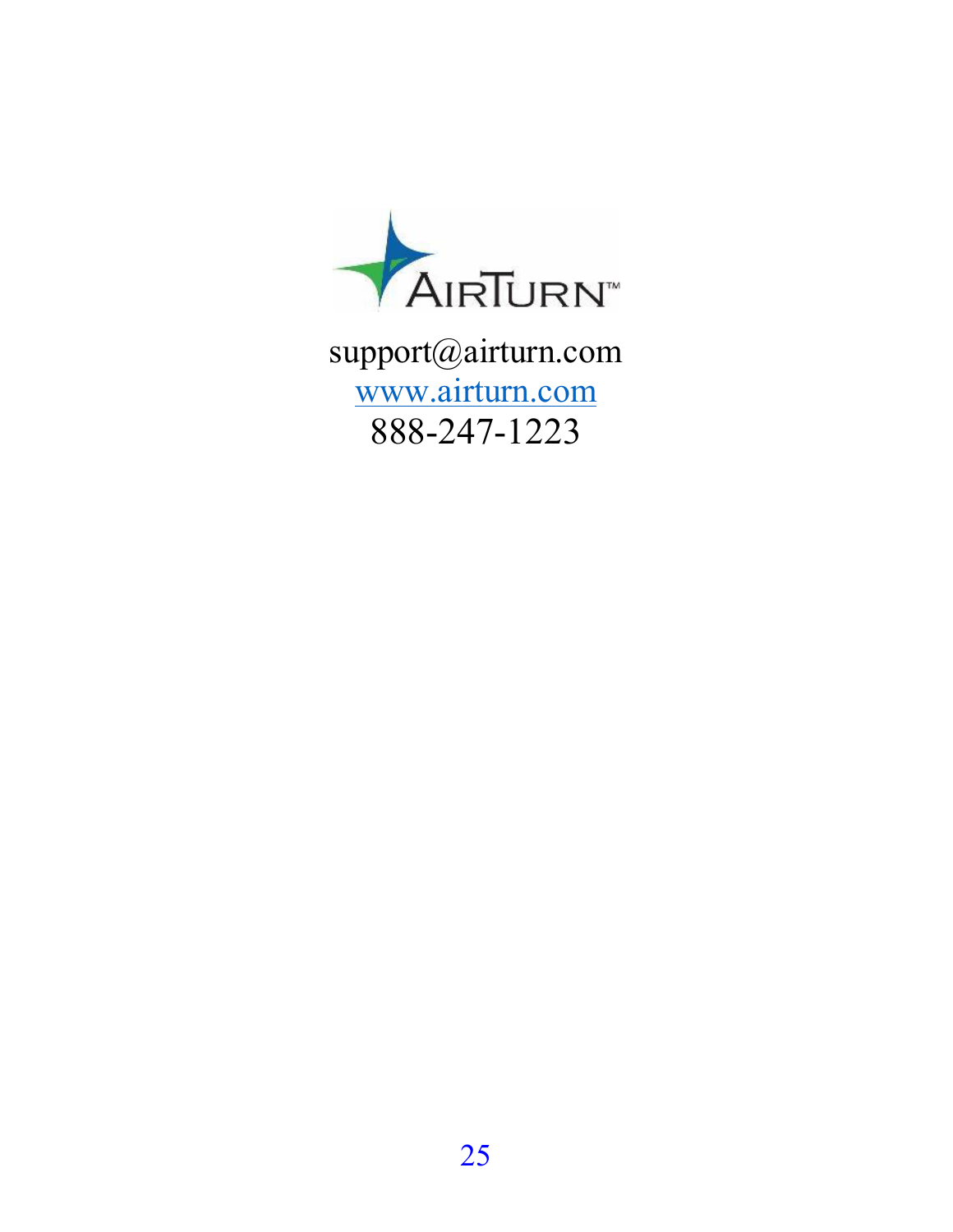AirTurn™

support@airturn.com

www.airturn.com

888-247-1223